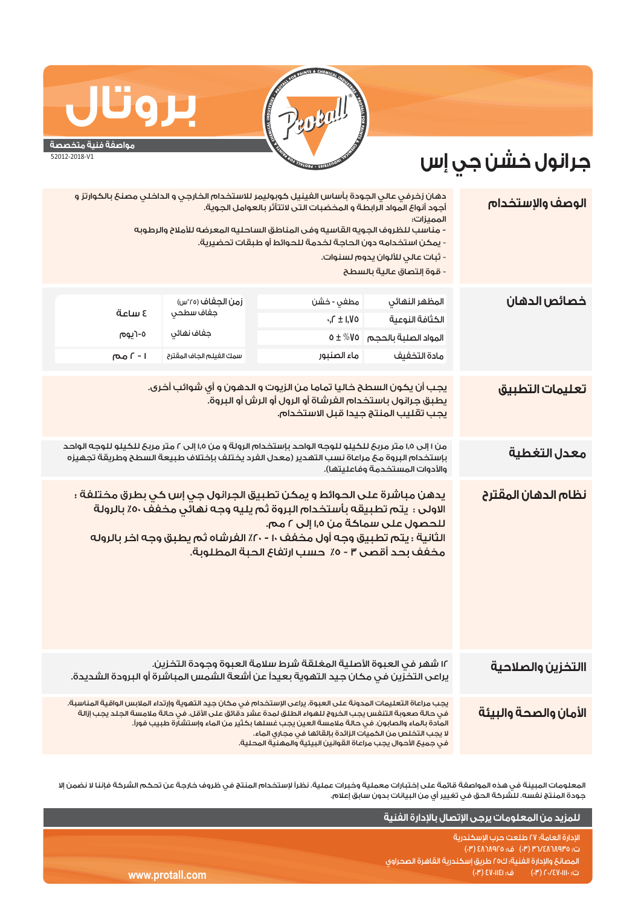# بروتال

**مواصفة فنية متخصصة**

52012-2018-V1

# جرانول خشن جي إس

## الوصف والإستخدام

دهان زخرفي عالي الجودة بأساس الفينيل كوبوليمر للاستخدام الخارجي و الداخلي مصنع بالكوارتز و أجود أنواع المواد الرابطة و المخضبات التى لاتتأثر بالعوامل الجوية.

المميزات:

- مناسب للظروف الجويه القاسيه وفى المناطق الساحليه المعرضه للأملاح والرطوبه
- يمكن استخدامه دون الحاجة لخدمة للحوائط أو طبقات تحضيرية.
- ثبات عالي للألوان يدوم لسنوات.
- قوة إلتصاق عالية بالسطح

## خصائص الدهان

| | | زمن الجفاف (٢٥°س) | |
|---|---|---|---|
| المظهر النهائي | مطفي - خشن | جفاف سطحي | ٤ ساعة |
| الكثافة النوعية | ١,٧٥ ± ٠,٢ | جفاف نهائي | ٥-٦يوم |
| المواد الصلبة بالحجم | ٧٥% ± ٥ | | |
| مادة التخفيف | ماء الصنبور | سمك الفيلم الجاف المقترح | ١ - ٢ مم |

## تعليمات التطبيق

يجب أن يكون السطح خاليا تماما من الزيوت و الدهون و أي شوائب أخرى.

يطبق جرانول باستخدام الفرشاة أو الرول أو الرش أو البروة.

يجب تقليب المنتج جيدا قبل الاستخدام.

## معدل التغطية

من ١ إلى ١,٥ متر مربع للكيلو للوجه الواحد بإستخدام الرولة و من ١,٥ إلى ٢ متر مربع للكيلو للوجه الواحد بإستخدام البروة مع مراعاة نسب التهدير (معدل الفرد يختلف بإختلاف طبيعة السطح وطريقة تجهيزه والأدوات المستخدمة وفاعليتها).

## نظام الدهان المقترح

يدهن مباشرة على الحوائط و يمكن تطبيق الجرانول جي إس كي بطرق مختلفة :

الاولى : يتم تطبيقه بأستخدام البروة ثم يليه وجه نهائي مخفف ٥٠٪ بالرولة للحصول على سماكة من ١,٥ إلى ٢ مم.

الثانية : يتم تطبيق وجه أول مخفف ١٠ - ٢٠٪ الفرشاه ثم يطبق وجه اخر بالروله مخفف بحد أقصى ٣ - ٥٪ حسب ارتفاع الحبة المطلوبة.

## التخزين والصلاحية

١٢ شهر في العبوة الأصلية المغلقة شرط سلامة العبوة وجودة التخزين.

يراعى التخزين في مكان جيد التهوية بعيداً عن أشعة الشمس المباشرة أو البرودة الشديدة.

## الأمان والصحة والبيئة

يجب مراعاة التعليمات المدونة على العبوة. يراعى الإستخدام في مكان جيد التهوية وإرتداء الملابس الواقية المناسبة.

في حالة صعوبة التنفس يجب الخروج للهواء الطلق لمدة عشر دقائق على الأقل. في حالة ملامسة الجلد يجب إزالة المادة بالماء والصابون. في حالة ملامسة العين يجب غسلها بكثير من الماء وإستشارة طبيب فورا.

لا يجب التخلص من الكميات الزائدة بإلقائها في مجاري الماء.

في جميع الأحوال يجب مراعاة القوانين البيئية والمهنية المحلية.

المعلومات المبينة في هذه المواصفة قائمة على إختبارات معملية وخبرات عملية. نظراً لإستخدام المنتج في ظروف خارجة عن تحكم الشركة فإننا لا نضمن إلا جودة المنتج نفسه. للشركة الحق في تغيير أي من البيانات بدون سابق إعلام.

**للمزيد من المعلومات يرجى الإتصال بالإدارة الفنية**

الإدارة العامة: ٢٧ طلعت حرب الإسكندرية

ت: ٤٨٦٨٩٣٥/٣٦ (٠٣) ف: ٤٨٦٨٩٢٥ (٠٣)

المصانع والإدارة الفنية: ك٢٥ طريق إسكندرية القاهرة الصحراوي

ت: ٤٧٠١١١٠/٢٠ (٠٣) ف: ٤٧٠١١٤١ (٠٣)

www.protall.com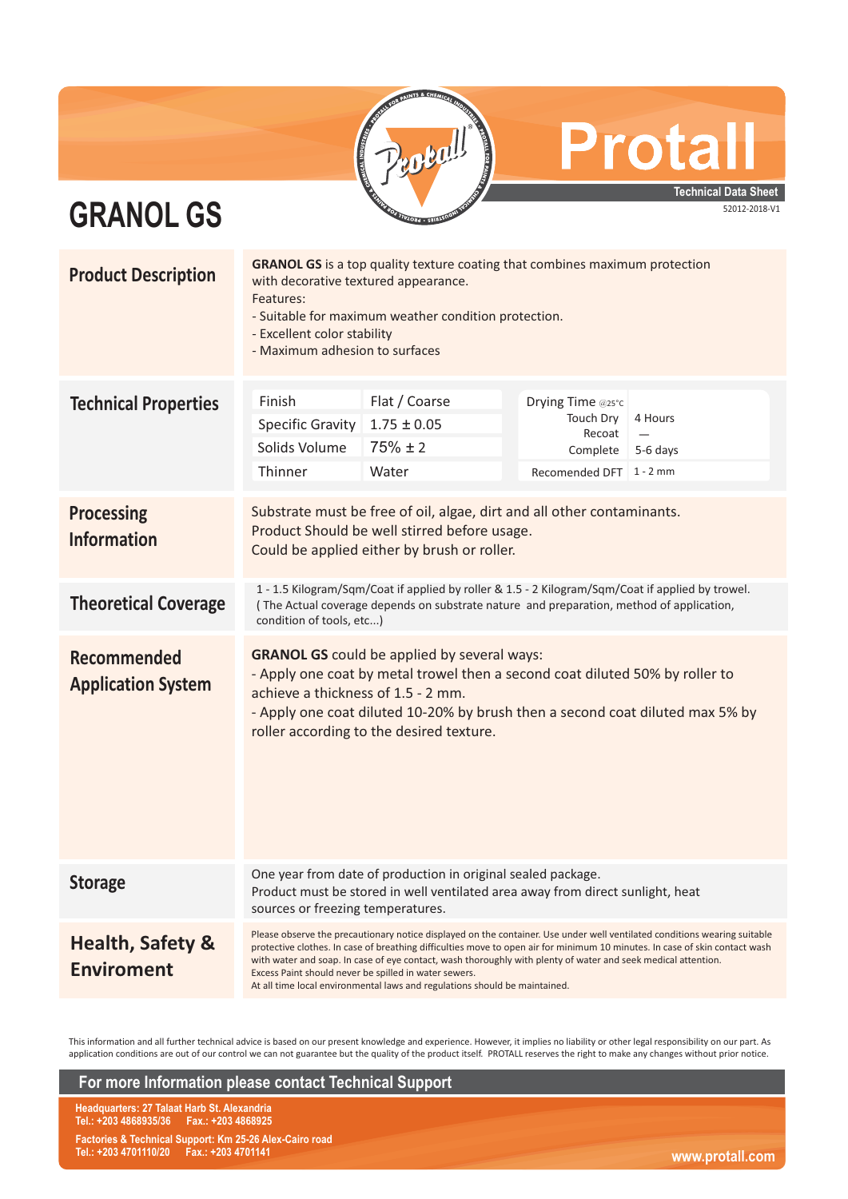# GRANOL GS

Protall

Technical Data Sheet

52012-2018-V1

## Product Description

**GRANOL GS** is a top quality texture coating that combines maximum protection with decorative textured appearance.

Features:

- Suitable for maximum weather condition protection.
- Excellent color stability
- Maximum adhesion to surfaces

## Technical Properties

| | | | |
|---|---|---|---|
| Finish | Flat / Coarse | Drying Time @25°c | |
| Specific Gravity | 1.75 ± 0.05 | Touch Dry | 4 Hours |
| | | Recoat | — |
| Solids Volume | 75% ± 2 | Complete | 5-6 days |
| Thinner | Water | Recomended DFT | 1 - 2 mm |

## Processing Information

Substrate must be free of oil, algae, dirt and all other contaminants.
Product Should be well stirred before usage.
Could be applied either by brush or roller.

## Theoretical Coverage

1 - 1.5 Kilogram/Sqm/Coat if applied by roller & 1.5 - 2 Kilogram/Sqm/Coat if applied by trowel.
( The Actual coverage depends on substrate nature and preparation, method of application, condition of tools, etc...)

## Recommended Application System

**GRANOL GS** could be applied by several ways:

- Apply one coat by metal trowel then a second coat diluted 50% by roller to achieve a thickness of 1.5 - 2 mm.
- Apply one coat diluted 10-20% by brush then a second coat diluted max 5% by roller according to the desired texture.

## Storage

One year from date of production in original sealed package.
Product must be stored in well ventilated area away from direct sunlight, heat sources or freezing temperatures.

## Health, Safety & Enviroment

Please observe the precautionary notice displayed on the container. Use under well ventilated conditions wearing suitable protective clothes. In case of breathing difficulties move to open air for minimum 10 minutes. In case of skin contact wash with water and soap. In case of eye contact, wash thoroughly with plenty of water and seek medical attention.
Excess Paint should never be spilled in water sewers.
At all time local environmental laws and regulations should be maintained.

This information and all further technical advice is based on our present knowledge and experience. However, it implies no liability or other legal responsibility on our part. As application conditions are out of our control we can not guarantee but the quality of the product itself. PROTALL reserves the right to make any changes without prior notice.

**For more Information please contact Technical Support**

**Headquarters: 27 Talaat Harb St. Alexandria**
**Tel.: +203 4868935/36 Fax.: +203 4868925**

**Factories & Technical Support: Km 25-26 Alex-Cairo road**
**Tel.: +203 4701110/20 Fax.: +203 4701141**

**www.protall.com**